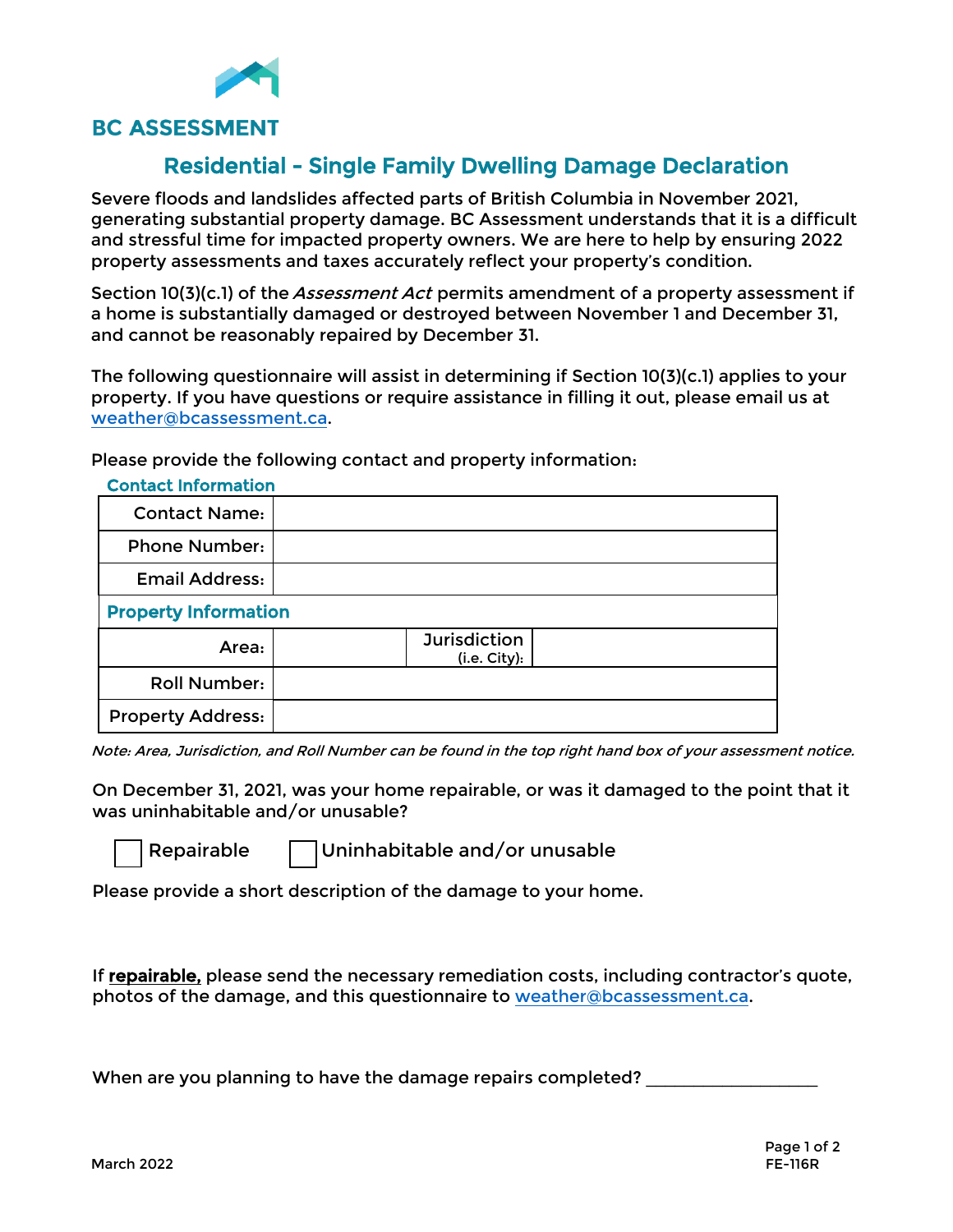BC ASSESSMENT

# Residential - Single Family Dwelling Damage Declaration

Severe floods and landslides affected parts of British Columbia in November 2021, generating substantial property damage. BC Assessment understands that it is a difficult and stressful time for impacted property owners. We are here to help by ensuring 2022 property assessments and taxes accurately reflect your property's condition.

Section 10(3)(c.1) of the *Assessment Act* permits amendment of a property assessment if a home is substantially damaged or destroyed between November 1 and December 31, and cannot be reasonably repaired by December 31.

The following questionnaire will assist in determining if Section 10(3)(c.1) applies to your property. If you have questions or require assistance in filling it out, please email us at weather@bcassessment.ca.

Please provide the following contact and property information:

**Contact Information**

| | | | |
|---|---|---|---|
| Contact Name: | | | |
| Phone Number: | | | |
| Email Address: | | | |
| **Property Information** | | | |
| Area: | | Jurisdiction (i.e. City): | |
| Roll Number: | | | |
| Property Address: | | | |

*Note: Area, Jurisdiction, and Roll Number can be found in the top right hand box of your assessment notice.*

On December 31, 2021, was your home repairable, or was it damaged to the point that it was uninhabitable and/or unusable?

☐ Repairable ☐ Uninhabitable and/or unusable

Please provide a short description of the damage to your home.

If **repairable,** please send the necessary remediation costs, including contractor's quote, photos of the damage, and this questionnaire to weather@bcassessment.ca.

When are you planning to have the damage repairs completed? ___________________

March 2022

FE-116R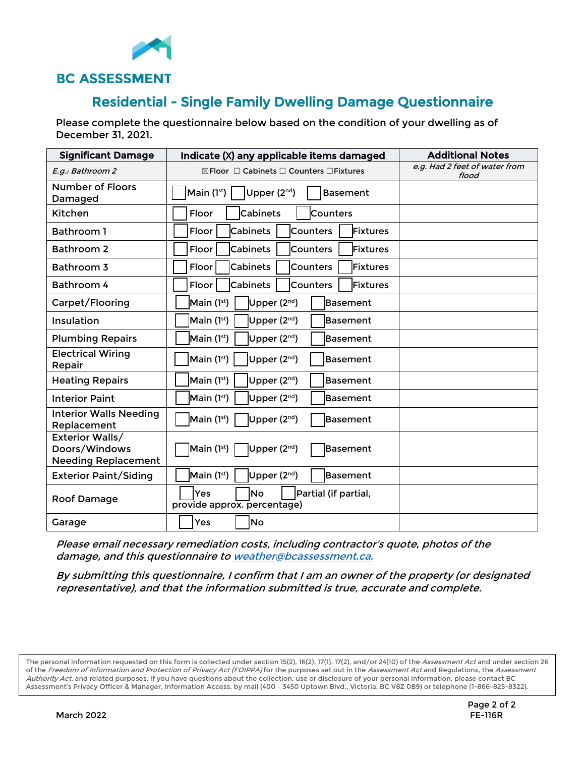BC ASSESSMENT

# Residential - Single Family Dwelling Damage Questionnaire

Please complete the questionnaire below based on the condition of your dwelling as of December 31, 2021.

| Significant Damage | Indicate (X) any applicable items damaged | Additional Notes |
|---|---|---|
| *E.g.: Bathroom 2* | ☒Floor ☐ Cabinets ☐ Counters ☐Fixtures | *e.g. Had 2 feet of water from flood* |
| Number of Floors Damaged | ☐ Main (1st) ☐ Upper (2nd) ☐ Basement | |
| Kitchen | ☐ Floor ☐ Cabinets ☐ Counters | |
| Bathroom 1 | ☐ Floor ☐ Cabinets ☐ Counters ☐ Fixtures | |
| Bathroom 2 | ☐ Floor ☐ Cabinets ☐ Counters ☐ Fixtures | |
| Bathroom 3 | ☐ Floor ☐ Cabinets ☐ Counters ☐ Fixtures | |
| Bathroom 4 | ☐ Floor ☐ Cabinets ☐ Counters ☐ Fixtures | |
| Carpet/Flooring | ☐ Main (1st) ☐ Upper (2nd) ☐ Basement | |
| Insulation | ☐ Main (1st) ☐ Upper (2nd) ☐ Basement | |
| Plumbing Repairs | ☐ Main (1st) ☐ Upper (2nd) ☐ Basement | |
| Electrical Wiring Repair | ☐ Main (1st) ☐ Upper (2nd) ☐ Basement | |
| Heating Repairs | ☐ Main (1st) ☐ Upper (2nd) ☐ Basement | |
| Interior Paint | ☐ Main (1st) ☐ Upper (2nd) ☐ Basement | |
| Interior Walls Needing Replacement | ☐ Main (1st) ☐ Upper (2nd) ☐ Basement | |
| Exterior Walls/ Doors/Windows Needing Replacement | ☐ Main (1st) ☐ Upper (2nd) ☐ Basement | |
| Exterior Paint/Siding | ☐ Main (1st) ☐ Upper (2nd) ☐ Basement | |
| Roof Damage | ☐ Yes ☐ No ☐ Partial (if partial, provide approx. percentage) | |
| Garage | ☐ Yes ☐ No | |

*Please email necessary remediation costs, including contractor's quote, photos of the damage, and this questionnaire to [weather@bcassessment.ca](mailto:weather@bcassessment.ca).*

*By submitting this questionnaire, I confirm that I am an owner of the property (or designated representative), and that the information submitted is true, accurate and complete.*

The personal information requested on this form is collected under section 15(2), 16(2), 17(1), 17(2), and/or 24(10) of the *Assessment Act* and under section 26 of the *Freedom of Information and Protection of Privacy Act (FOIPPA)* for the purposes set out in the *Assessment Act* and Regulations, the *Assessment Authority Act*, and related purposes. If you have questions about the collection, use or disclosure of your personal information, please contact BC Assessment's Privacy Officer & Manager, Information Access, by mail (400 – 3450 Uptown Blvd., Victoria, BC V8Z 0B9) or telephone (1-866-825-8322).

March 2022

FE-116R